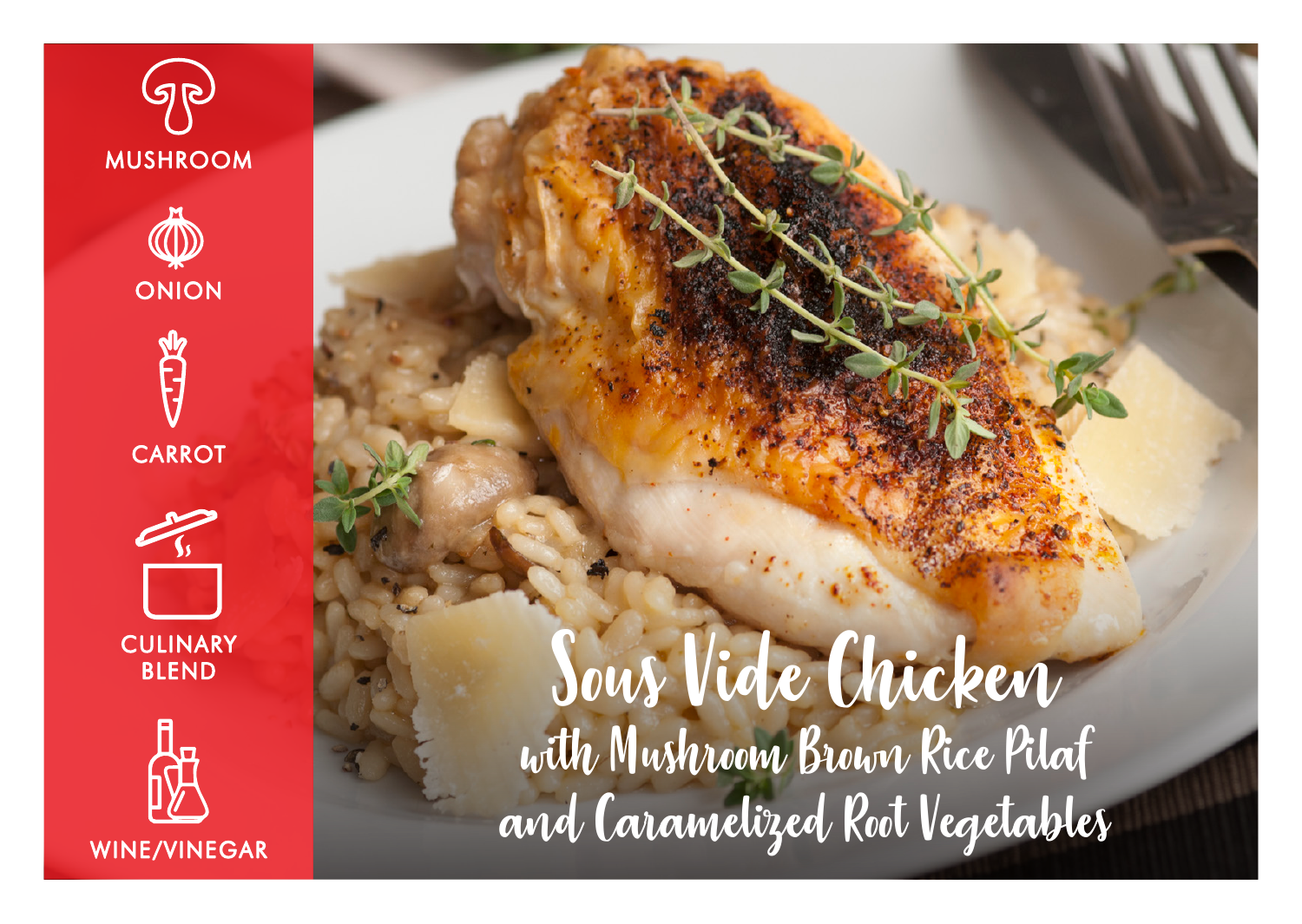# Sous Vide Chicken

## with Mushroom Brown Rice Pilaf and Caramelized Root Vegetables

- MUSHROOM
- ONION
- CARROT
- CULINARY BLEND
- WINE/VINEGAR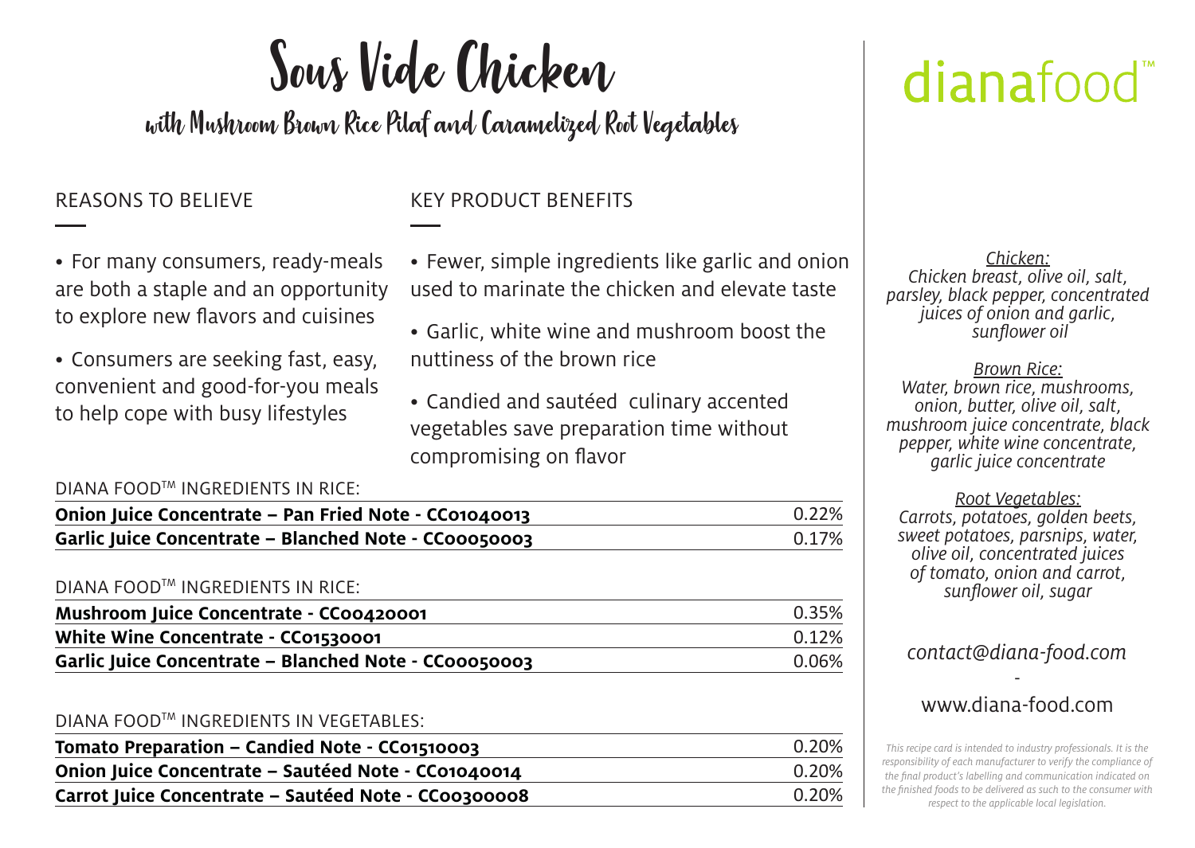# Sous Vide Chicken

## with Mushroom Brown Rice Pilaf and Caramelized Root Vegetables

diana**food**™

### REASONS TO BELIEVE

- For many consumers, ready-meals are both a staple and an opportunity to explore new flavors and cuisines
- Consumers are seeking fast, easy, convenient and good-for-you meals to help cope with busy lifestyles

### KEY PRODUCT BENEFITS

- Fewer, simple ingredients like garlic and onion used to marinate the chicken and elevate taste
- Garlic, white wine and mushroom boost the nuttiness of the brown rice
- Candied and sautéed culinary accented vegetables save preparation time without compromising on flavor

DIANA FOOD™ INGREDIENTS IN RICE:

| | |
|---|---|
| **Onion Juice Concentrate – Pan Fried Note - CC01040013** | 0.22% |
| **Garlic Juice Concentrate – Blanched Note - CC00050003** | 0.17% |

DIANA FOOD™ INGREDIENTS IN RICE:

| | |
|---|---|
| **Mushroom Juice Concentrate - CC00420001** | 0.35% |
| **White Wine Concentrate - CC01530001** | 0.12% |
| **Garlic Juice Concentrate – Blanched Note - CC00050003** | 0.06% |

DIANA FOOD™ INGREDIENTS IN VEGETABLES:

| | |
|---|---|
| **Tomato Preparation – Candied Note - CC01510003** | 0.20% |
| **Onion Juice Concentrate – Sautéed Note - CC01040014** | 0.20% |
| **Carrot Juice Concentrate – Sautéed Note - CC00300008** | 0.20% |

*Chicken:*
*Chicken breast, olive oil, salt, parsley, black pepper, concentrated juices of onion and garlic, sunflower oil*

*Brown Rice:*
*Water, brown rice, mushrooms, onion, butter, olive oil, salt, mushroom juice concentrate, black pepper, white wine concentrate, garlic juice concentrate*

*Root Vegetables:*
*Carrots, potatoes, golden beets, sweet potatoes, parsnips, water, olive oil, concentrated juices of tomato, onion and carrot, sunflower oil, sugar*

*contact@diana-food.com*

-

www.diana-food.com

*This recipe card is intended to industry professionals. It is the responsibility of each manufacturer to verify the compliance of the final product's labelling and communication indicated on the finished foods to be delivered as such to the consumer with respect to the applicable local legislation.*